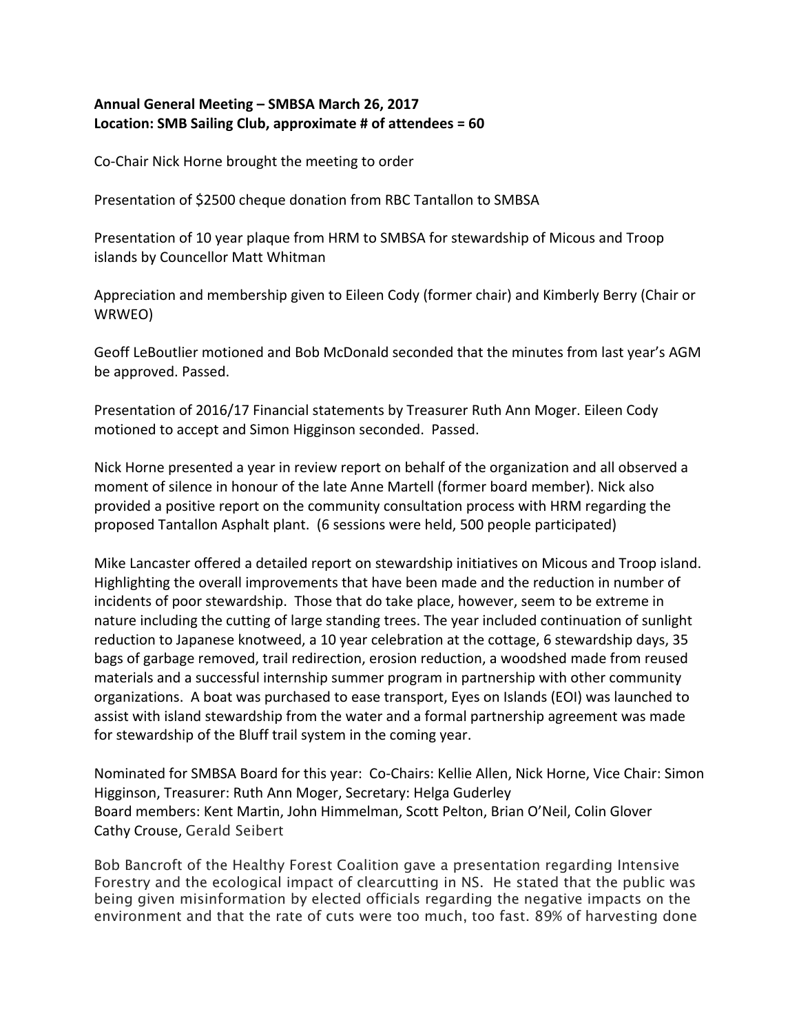**Annual General Meeting – SMBSA March 26, 2017**
**Location: SMB Sailing Club, approximate # of attendees = 60**

Co-Chair Nick Horne brought the meeting to order

Presentation of $2500 cheque donation from RBC Tantallon to SMBSA

Presentation of 10 year plaque from HRM to SMBSA for stewardship of Micous and Troop islands by Councellor Matt Whitman

Appreciation and membership given to Eileen Cody (former chair) and Kimberly Berry (Chair or WRWEO)

Geoff LeBoutlier motioned and Bob McDonald seconded that the minutes from last year's AGM be approved. Passed.

Presentation of 2016/17 Financial statements by Treasurer Ruth Ann Moger. Eileen Cody motioned to accept and Simon Higginson seconded. Passed.

Nick Horne presented a year in review report on behalf of the organization and all observed a moment of silence in honour of the late Anne Martell (former board member). Nick also provided a positive report on the community consultation process with HRM regarding the proposed Tantallon Asphalt plant. (6 sessions were held, 500 people participated)

Mike Lancaster offered a detailed report on stewardship initiatives on Micous and Troop island. Highlighting the overall improvements that have been made and the reduction in number of incidents of poor stewardship. Those that do take place, however, seem to be extreme in nature including the cutting of large standing trees. The year included continuation of sunlight reduction to Japanese knotweed, a 10 year celebration at the cottage, 6 stewardship days, 35 bags of garbage removed, trail redirection, erosion reduction, a woodshed made from reused materials and a successful internship summer program in partnership with other community organizations. A boat was purchased to ease transport, Eyes on Islands (EOI) was launched to assist with island stewardship from the water and a formal partnership agreement was made for stewardship of the Bluff trail system in the coming year.

Nominated for SMBSA Board for this year: Co-Chairs: Kellie Allen, Nick Horne, Vice Chair: Simon Higginson, Treasurer: Ruth Ann Moger, Secretary: Helga Guderley
Board members: Kent Martin, John Himmelman, Scott Pelton, Brian O'Neil, Colin Glover
Cathy Crouse, Gerald Seibert

Bob Bancroft of the Healthy Forest Coalition gave a presentation regarding Intensive Forestry and the ecological impact of clearcutting in NS. He stated that the public was being given misinformation by elected officials regarding the negative impacts on the environment and that the rate of cuts were too much, too fast. 89% of harvesting done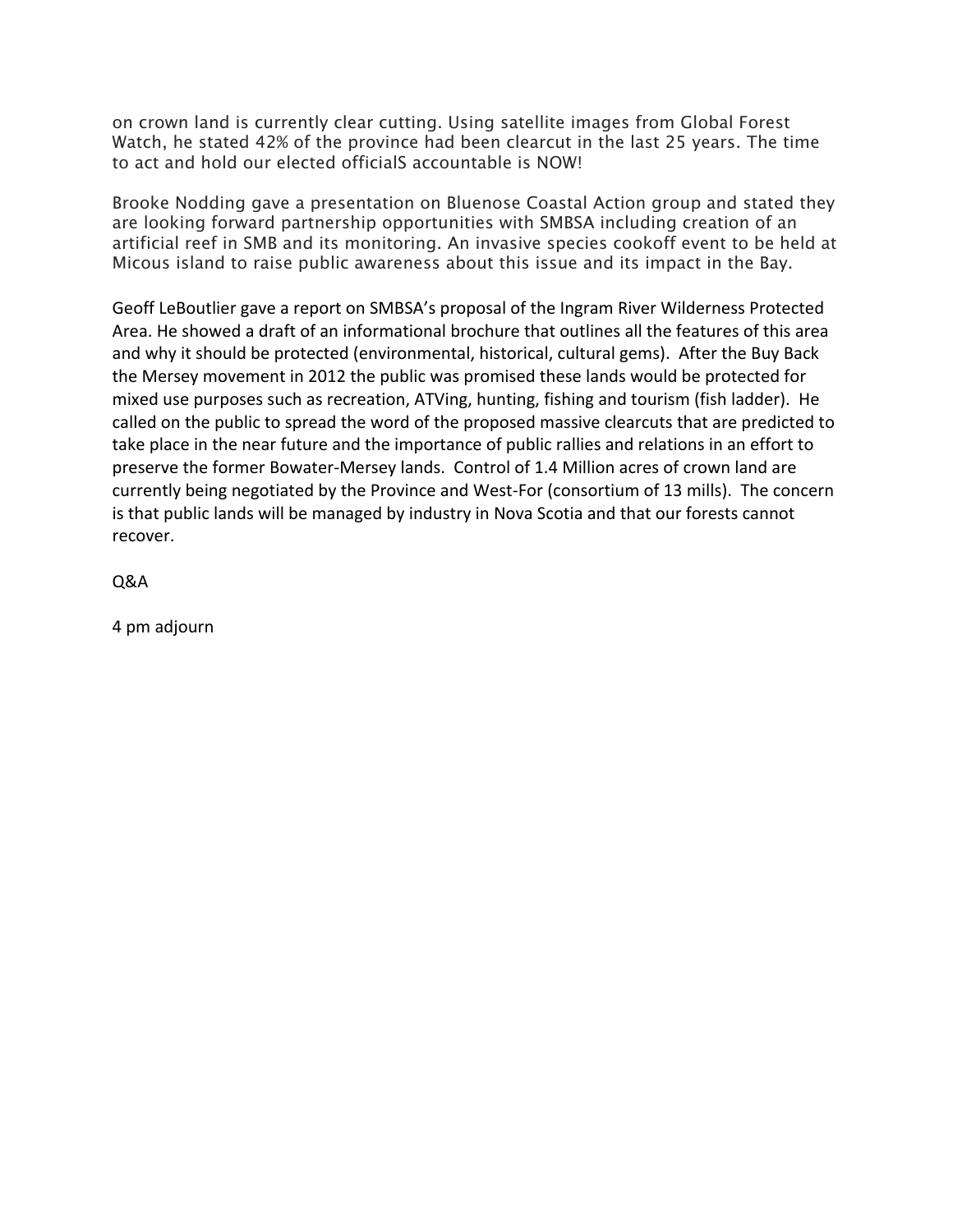on crown land is currently clear cutting. Using satellite images from Global Forest Watch, he stated 42% of the province had been clearcut in the last 25 years. The time to act and hold our elected officialS accountable is NOW!

Brooke Nodding gave a presentation on Bluenose Coastal Action group and stated they are looking forward partnership opportunities with SMBSA including creation of an artificial reef in SMB and its monitoring. An invasive species cookoff event to be held at Micous island to raise public awareness about this issue and its impact in the Bay.

Geoff LeBoutlier gave a report on SMBSA's proposal of the Ingram River Wilderness Protected Area. He showed a draft of an informational brochure that outlines all the features of this area and why it should be protected (environmental, historical, cultural gems). After the Buy Back the Mersey movement in 2012 the public was promised these lands would be protected for mixed use purposes such as recreation, ATVing, hunting, fishing and tourism (fish ladder). He called on the public to spread the word of the proposed massive clearcuts that are predicted to take place in the near future and the importance of public rallies and relations in an effort to preserve the former Bowater-Mersey lands. Control of 1.4 Million acres of crown land are currently being negotiated by the Province and West-For (consortium of 13 mills). The concern is that public lands will be managed by industry in Nova Scotia and that our forests cannot recover.

Q&A

4 pm adjourn